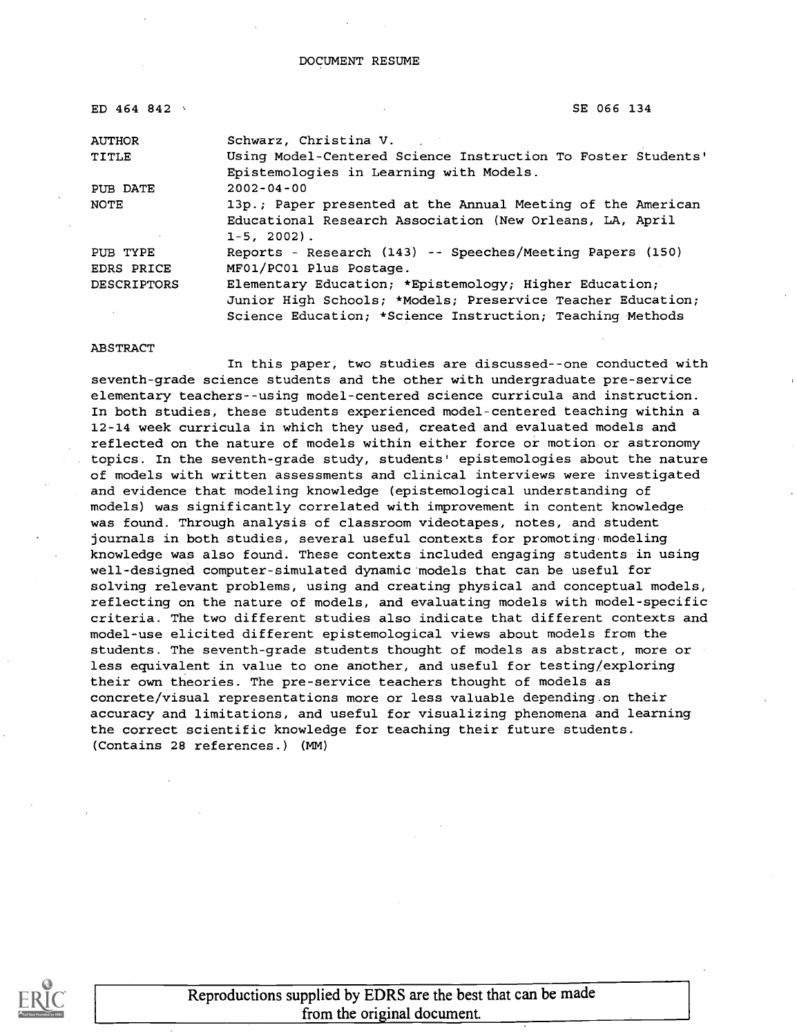DOCUMENT RESUME

| | |
|---|---|
| ED 464 842 | SE 066 134 |
| AUTHOR | Schwarz, Christina V. |
| TITLE | Using Model-Centered Science Instruction To Foster Students' Epistemologies in Learning with Models. |
| PUB DATE | 2002-04-00 |
| NOTE | 13p.; Paper presented at the Annual Meeting of the American Educational Research Association (New Orleans, LA, April 1-5, 2002). |
| PUB TYPE | Reports - Research (143) -- Speeches/Meeting Papers (150) |
| EDRS PRICE | MF01/PC01 Plus Postage. |
| DESCRIPTORS | Elementary Education; *Epistemology; Higher Education; Junior High Schools; *Models; Preservice Teacher Education; Science Education; *Science Instruction; Teaching Methods |

ABSTRACT

In this paper, two studies are discussed--one conducted with seventh-grade science students and the other with undergraduate pre-service elementary teachers--using model-centered science curricula and instruction. In both studies, these students experienced model-centered teaching within a 12-14 week curricula in which they used, created and evaluated models and reflected on the nature of models within either force or motion or astronomy topics. In the seventh-grade study, students' epistemologies about the nature of models with written assessments and clinical interviews were investigated and evidence that modeling knowledge (epistemological understanding of models) was significantly correlated with improvement in content knowledge was found. Through analysis of classroom videotapes, notes, and student journals in both studies, several useful contexts for promoting modeling knowledge was also found. These contexts included engaging students in using well-designed computer-simulated dynamic models that can be useful for solving relevant problems, using and creating physical and conceptual models, reflecting on the nature of models, and evaluating models with model-specific criteria. The two different studies also indicate that different contexts and model-use elicited different epistemological views about models from the students. The seventh-grade students thought of models as abstract, more or less equivalent in value to one another, and useful for testing/exploring their own theories. The pre-service teachers thought of models as concrete/visual representations more or less valuable depending on their accuracy and limitations, and useful for visualizing phenomena and learning the correct scientific knowledge for teaching their future students. (Contains 28 references.) (MM)

Reproductions supplied by EDRS are the best that can be made from the original document.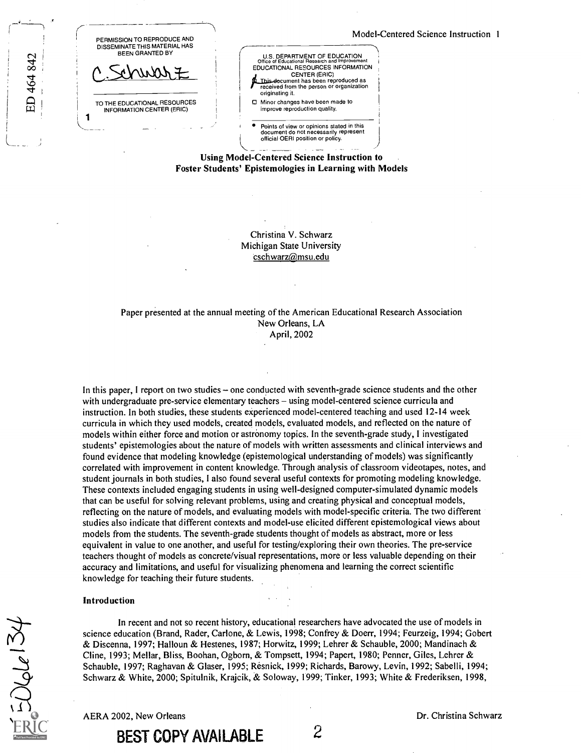# Using Model-Centered Science Instruction to Foster Students' Epistemologies in Learning with Models

Christina V. Schwarz
Michigan State University
cschwarz@msu.edu

Paper presented at the annual meeting of the American Educational Research Association
New Orleans, LA
April, 2002

In this paper, I report on two studies – one conducted with seventh-grade science students and the other with undergraduate pre-service elementary teachers – using model-centered science curricula and instruction. In both studies, these students experienced model-centered teaching and used 12-14 week curricula in which they used models, created models, evaluated models, and reflected on the nature of models within either force and motion or astronomy topics. In the seventh-grade study, I investigated students' epistemologies about the nature of models with written assessments and clinical interviews and found evidence that modeling knowledge (epistemological understanding of models) was significantly correlated with improvement in content knowledge. Through analysis of classroom videotapes, notes, and student journals in both studies, I also found several useful contexts for promoting modeling knowledge. These contexts included engaging students in using well-designed computer-simulated dynamic models that can be useful for solving relevant problems, using and creating physical and conceptual models, reflecting on the nature of models, and evaluating models with model-specific criteria. The two different studies also indicate that different contexts and model-use elicited different epistemological views about models from the students. The seventh-grade students thought of models as abstract, more or less equivalent in value to one another, and useful for testing/exploring their own theories. The pre-service teachers thought of models as concrete/visual representations, more or less valuable depending on their accuracy and limitations, and useful for visualizing phenomena and learning the correct scientific knowledge for teaching their future students.

## Introduction

In recent and not so recent history, educational researchers have advocated the use of models in science education (Brand, Rader, Carlone, & Lewis, 1998; Confrey & Doerr, 1994; Feurzeig, 1994; Gobert & Discenna, 1997; Halloun & Hestenes, 1987; Horwitz, 1999; Lehrer & Schauble, 2000; Mandinach & Cline, 1993; Mellar, Bliss, Boohan, Ogborn, & Tompsett, 1994; Papert, 1980; Penner, Giles, Lehrer & Schauble, 1997; Raghavan & Glaser, 1995; Resnick, 1999; Richards, Barowy, Levin, 1992; Sabelli, 1994; Schwarz & White, 2000; Spitulnik, Krajcik, & Soloway, 1999; Tinker, 1993; White & Frederiksen, 1998,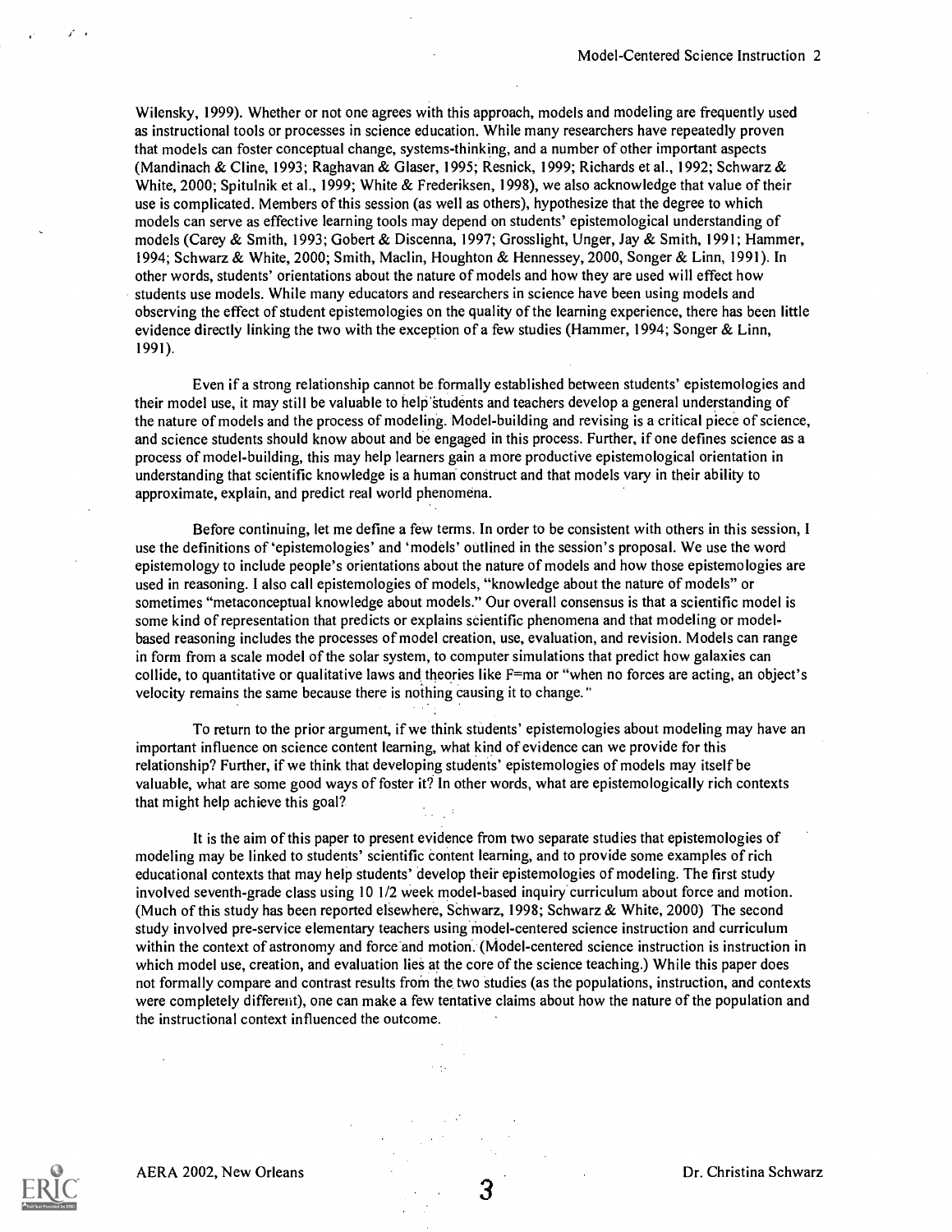Wilensky, 1999). Whether or not one agrees with this approach, models and modeling are frequently used as instructional tools or processes in science education. While many researchers have repeatedly proven that models can foster conceptual change, systems-thinking, and a number of other important aspects (Mandinach & Cline, 1993; Raghavan & Glaser, 1995; Resnick, 1999; Richards et al., 1992; Schwarz & White, 2000; Spitulnik et al., 1999; White & Frederiksen, 1998), we also acknowledge that value of their use is complicated. Members of this session (as well as others), hypothesize that the degree to which models can serve as effective learning tools may depend on students' epistemological understanding of models (Carey & Smith, 1993; Gobert & Discenna, 1997; Grosslight, Unger, Jay & Smith, 1991; Hammer, 1994; Schwarz & White, 2000; Smith, Maclin, Houghton & Hennessey, 2000, Songer & Linn, 1991). In other words, students' orientations about the nature of models and how they are used will effect how students use models. While many educators and researchers in science have been using models and observing the effect of student epistemologies on the quality of the learning experience, there has been little evidence directly linking the two with the exception of a few studies (Hammer, 1994; Songer & Linn, 1991).

Even if a strong relationship cannot be formally established between students' epistemologies and their model use, it may still be valuable to help students and teachers develop a general understanding of the nature of models and the process of modeling. Model-building and revising is a critical piece of science, and science students should know about and be engaged in this process. Further, if one defines science as a process of model-building, this may help learners gain a more productive epistemological orientation in understanding that scientific knowledge is a human construct and that models vary in their ability to approximate, explain, and predict real world phenomena.

Before continuing, let me define a few terms. In order to be consistent with others in this session, I use the definitions of 'epistemologies' and 'models' outlined in the session's proposal. We use the word epistemology to include people's orientations about the nature of models and how those epistemologies are used in reasoning. I also call epistemologies of models, "knowledge about the nature of models" or sometimes "metaconceptual knowledge about models." Our overall consensus is that a scientific model is some kind of representation that predicts or explains scientific phenomena and that modeling or model-based reasoning includes the processes of model creation, use, evaluation, and revision. Models can range in form from a scale model of the solar system, to computer simulations that predict how galaxies can collide, to quantitative or qualitative laws and theories like F=ma or "when no forces are acting, an object's velocity remains the same because there is nothing causing it to change."

To return to the prior argument, if we think students' epistemologies about modeling may have an important influence on science content learning, what kind of evidence can we provide for this relationship? Further, if we think that developing students' epistemologies of models may itself be valuable, what are some good ways of foster it? In other words, what are epistemologically rich contexts that might help achieve this goal?

It is the aim of this paper to present evidence from two separate studies that epistemologies of modeling may be linked to students' scientific content learning, and to provide some examples of rich educational contexts that may help students' develop their epistemologies of modeling. The first study involved seventh-grade class using 10 1/2 week model-based inquiry curriculum about force and motion. (Much of this study has been reported elsewhere, Schwarz, 1998; Schwarz & White, 2000) The second study involved pre-service elementary teachers using model-centered science instruction and curriculum within the context of astronomy and force and motion. (Model-centered science instruction is instruction in which model use, creation, and evaluation lies at the core of the science teaching.) While this paper does not formally compare and contrast results from the two studies (as the populations, instruction, and contexts were completely different), one can make a few tentative claims about how the nature of the population and the instructional context influenced the outcome.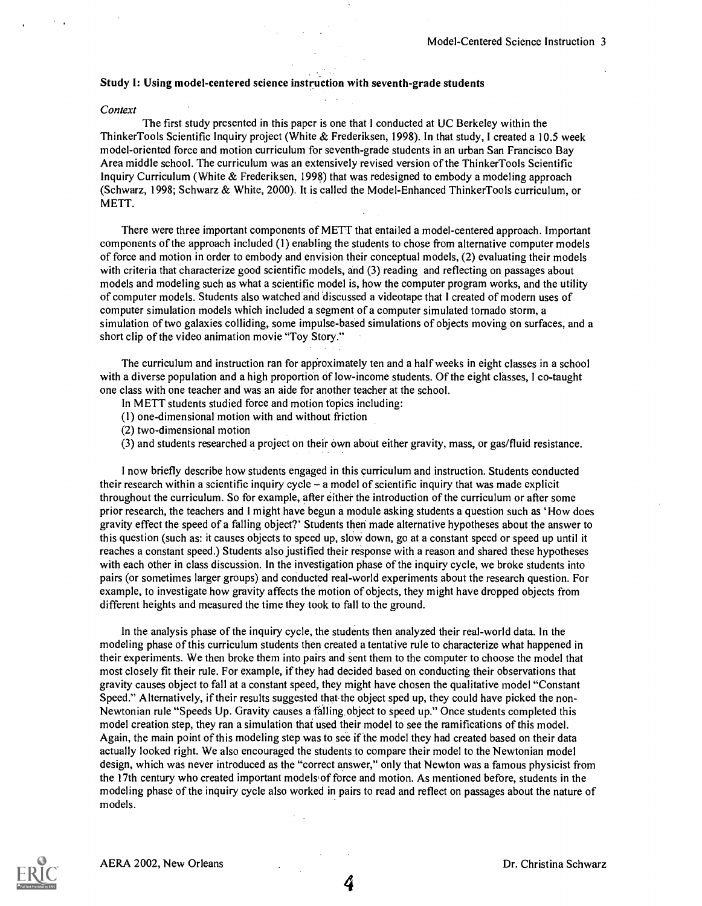### Study I: Using model-centered science instruction with seventh-grade students

*Context*

The first study presented in this paper is one that I conducted at UC Berkeley within the ThinkerTools Scientific Inquiry project (White & Frederiksen, 1998). In that study, I created a 10.5 week model-oriented force and motion curriculum for seventh-grade students in an urban San Francisco Bay Area middle school. The curriculum was an extensively revised version of the ThinkerTools Scientific Inquiry Curriculum (White & Frederiksen, 1998) that was redesigned to embody a modeling approach (Schwarz, 1998; Schwarz & White, 2000). It is called the Model-Enhanced ThinkerTools curriculum, or METT.

There were three important components of METT that entailed a model-centered approach. Important components of the approach included (1) enabling the students to chose from alternative computer models of force and motion in order to embody and envision their conceptual models, (2) evaluating their models with criteria that characterize good scientific models, and (3) reading and reflecting on passages about models and modeling such as what a scientific model is, how the computer program works, and the utility of computer models. Students also watched and discussed a videotape that I created of modern uses of computer simulation models which included a segment of a computer simulated tornado storm, a simulation of two galaxies colliding, some impulse-based simulations of objects moving on surfaces, and a short clip of the video animation movie "Toy Story."

The curriculum and instruction ran for approximately ten and a half weeks in eight classes in a school with a diverse population and a high proportion of low-income students. Of the eight classes, I co-taught one class with one teacher and was an aide for another teacher at the school.

In METT students studied force and motion topics including:

(1) one-dimensional motion with and without friction
(2) two-dimensional motion
(3) and students researched a project on their own about either gravity, mass, or gas/fluid resistance.

I now briefly describe how students engaged in this curriculum and instruction. Students conducted their research within a scientific inquiry cycle – a model of scientific inquiry that was made explicit throughout the curriculum. So for example, after either the introduction of the curriculum or after some prior research, the teachers and I might have begun a module asking students a question such as 'How does gravity effect the speed of a falling object?' Students then made alternative hypotheses about the answer to this question (such as: it causes objects to speed up, slow down, go at a constant speed or speed up until it reaches a constant speed.) Students also justified their response with a reason and shared these hypotheses with each other in class discussion. In the investigation phase of the inquiry cycle, we broke students into pairs (or sometimes larger groups) and conducted real-world experiments about the research question. For example, to investigate how gravity affects the motion of objects, they might have dropped objects from different heights and measured the time they took to fall to the ground.

In the analysis phase of the inquiry cycle, the students then analyzed their real-world data. In the modeling phase of this curriculum students then created a tentative rule to characterize what happened in their experiments. We then broke them into pairs and sent them to the computer to choose the model that most closely fit their rule. For example, if they had decided based on conducting their observations that gravity causes object to fall at a constant speed, they might have chosen the qualitative model "Constant Speed." Alternatively, if their results suggested that the object sped up, they could have picked the non-Newtonian rule "Speeds Up. Gravity causes a falling object to speed up." Once students completed this model creation step, they ran a simulation that used their model to see the ramifications of this model. Again, the main point of this modeling step was to see if the model they had created based on their data actually looked right. We also encouraged the students to compare their model to the Newtonian model design, which was never introduced as the "correct answer," only that Newton was a famous physicist from the 17th century who created important models of force and motion. As mentioned before, students in the modeling phase of the inquiry cycle also worked in pairs to read and reflect on passages about the nature of models.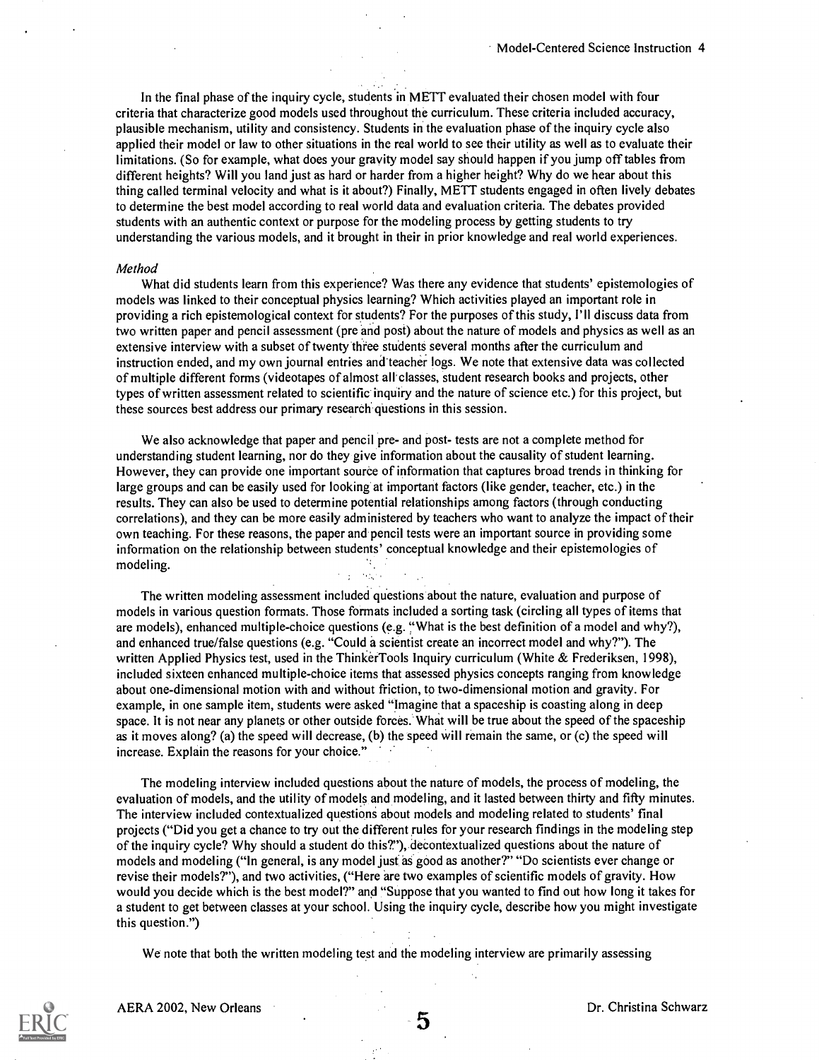In the final phase of the inquiry cycle, students in METT evaluated their chosen model with four criteria that characterize good models used throughout the curriculum. These criteria included accuracy, plausible mechanism, utility and consistency. Students in the evaluation phase of the inquiry cycle also applied their model or law to other situations in the real world to see their utility as well as to evaluate their limitations. (So for example, what does your gravity model say should happen if you jump off tables from different heights? Will you land just as hard or harder from a higher height? Why do we hear about this thing called terminal velocity and what is it about?) Finally, METT students engaged in often lively debates to determine the best model according to real world data and evaluation criteria. The debates provided students with an authentic context or purpose for the modeling process by getting students to try understanding the various models, and it brought in their in prior knowledge and real world experiences.

*Method*

What did students learn from this experience? Was there any evidence that students' epistemologies of models was linked to their conceptual physics learning? Which activities played an important role in providing a rich epistemological context for students? For the purposes of this study, I'll discuss data from two written paper and pencil assessment (pre and post) about the nature of models and physics as well as an extensive interview with a subset of twenty three students several months after the curriculum and instruction ended, and my own journal entries and teacher logs. We note that extensive data was collected of multiple different forms (videotapes of almost all classes, student research books and projects, other types of written assessment related to scientific inquiry and the nature of science etc.) for this project, but these sources best address our primary research questions in this session.

We also acknowledge that paper and pencil pre- and post- tests are not a complete method for understanding student learning, nor do they give information about the causality of student learning. However, they can provide one important source of information that captures broad trends in thinking for large groups and can be easily used for looking at important factors (like gender, teacher, etc.) in the results. They can also be used to determine potential relationships among factors (through conducting correlations), and they can be more easily administered by teachers who want to analyze the impact of their own teaching. For these reasons, the paper and pencil tests were an important source in providing some information on the relationship between students' conceptual knowledge and their epistemologies of modeling.

The written modeling assessment included questions about the nature, evaluation and purpose of models in various question formats. Those formats included a sorting task (circling all types of items that are models), enhanced multiple-choice questions (e.g. "What is the best definition of a model and why?), and enhanced true/false questions (e.g. "Could a scientist create an incorrect model and why?"). The written Applied Physics test, used in the ThinkerTools Inquiry curriculum (White & Frederiksen, 1998), included sixteen enhanced multiple-choice items that assessed physics concepts ranging from knowledge about one-dimensional motion with and without friction, to two-dimensional motion and gravity. For example, in one sample item, students were asked "Imagine that a spaceship is coasting along in deep space. It is not near any planets or other outside forces. What will be true about the speed of the spaceship as it moves along? (a) the speed will decrease, (b) the speed will remain the same, or (c) the speed will increase. Explain the reasons for your choice."

The modeling interview included questions about the nature of models, the process of modeling, the evaluation of models, and the utility of models and modeling, and it lasted between thirty and fifty minutes. The interview included contextualized questions about models and modeling related to students' final projects ("Did you get a chance to try out the different rules for your research findings in the modeling step of the inquiry cycle? Why should a student do this?"), decontextualized questions about the nature of models and modeling ("In general, is any model just as good as another?" "Do scientists ever change or revise their models?"), and two activities, ("Here are two examples of scientific models of gravity. How would you decide which is the best model?" and "Suppose that you wanted to find out how long it takes for a student to get between classes at your school. Using the inquiry cycle, describe how you might investigate this question.")

We note that both the written modeling test and the modeling interview are primarily assessing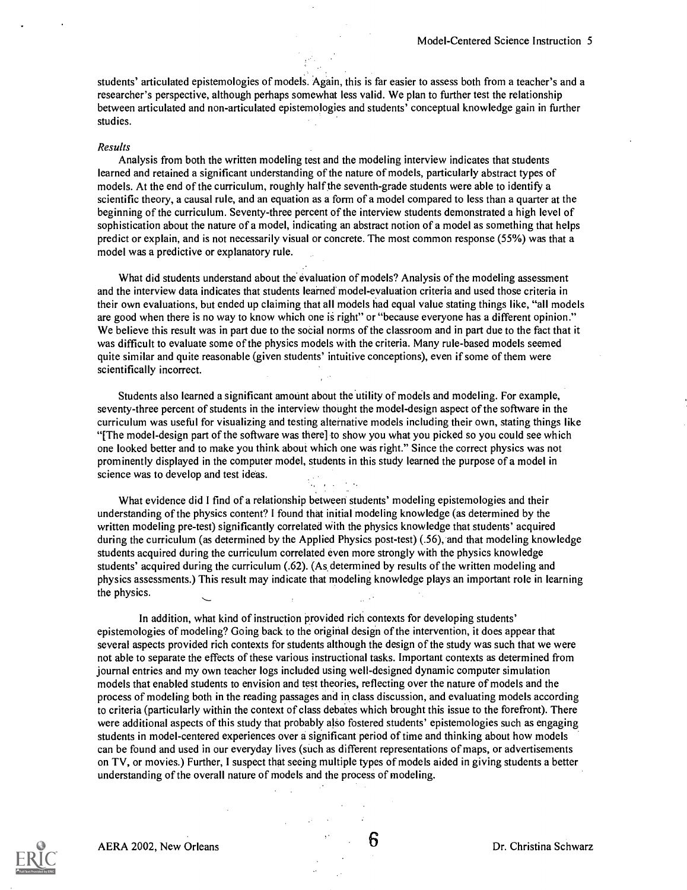students' articulated epistemologies of models. Again, this is far easier to assess both from a teacher's and a researcher's perspective, although perhaps somewhat less valid. We plan to further test the relationship between articulated and non-articulated epistemologies and students' conceptual knowledge gain in further studies.

*Results*

Analysis from both the written modeling test and the modeling interview indicates that students learned and retained a significant understanding of the nature of models, particularly abstract types of models. At the end of the curriculum, roughly half the seventh-grade students were able to identify a scientific theory, a causal rule, and an equation as a form of a model compared to less than a quarter at the beginning of the curriculum. Seventy-three percent of the interview students demonstrated a high level of sophistication about the nature of a model, indicating an abstract notion of a model as something that helps predict or explain, and is not necessarily visual or concrete. The most common response (55%) was that a model was a predictive or explanatory rule.

What did students understand about the evaluation of models? Analysis of the modeling assessment and the interview data indicates that students learned model-evaluation criteria and used those criteria in their own evaluations, but ended up claiming that all models had equal value stating things like, "all models are good when there is no way to know which one is right" or "because everyone has a different opinion." We believe this result was in part due to the social norms of the classroom and in part due to the fact that it was difficult to evaluate some of the physics models with the criteria. Many rule-based models seemed quite similar and quite reasonable (given students' intuitive conceptions), even if some of them were scientifically incorrect.

Students also learned a significant amount about the utility of models and modeling. For example, seventy-three percent of students in the interview thought the model-design aspect of the software in the curriculum was useful for visualizing and testing alternative models including their own, stating things like "[The model-design part of the software was there] to show you what you picked so you could see which one looked better and to make you think about which one was right." Since the correct physics was not prominently displayed in the computer model, students in this study learned the purpose of a model in science was to develop and test ideas.

What evidence did I find of a relationship between students' modeling epistemologies and their understanding of the physics content? I found that initial modeling knowledge (as determined by the written modeling pre-test) significantly correlated with the physics knowledge that students' acquired during the curriculum (as determined by the Applied Physics post-test) (.56), and that modeling knowledge students acquired during the curriculum correlated even more strongly with the physics knowledge students' acquired during the curriculum (.62). (As determined by results of the written modeling and physics assessments.) This result may indicate that modeling knowledge plays an important role in learning the physics.

In addition, what kind of instruction provided rich contexts for developing students' epistemologies of modeling? Going back to the original design of the intervention, it does appear that several aspects provided rich contexts for students although the design of the study was such that we were not able to separate the effects of these various instructional tasks. Important contexts as determined from journal entries and my own teacher logs included using well-designed dynamic computer simulation models that enabled students to envision and test theories, reflecting over the nature of models and the process of modeling both in the reading passages and in class discussion, and evaluating models according to criteria (particularly within the context of class debates which brought this issue to the forefront). There were additional aspects of this study that probably also fostered students' epistemologies such as engaging students in model-centered experiences over a significant period of time and thinking about how models can be found and used in our everyday lives (such as different representations of maps, or advertisements on TV, or movies.) Further, I suspect that seeing multiple types of models aided in giving students a better understanding of the overall nature of models and the process of modeling.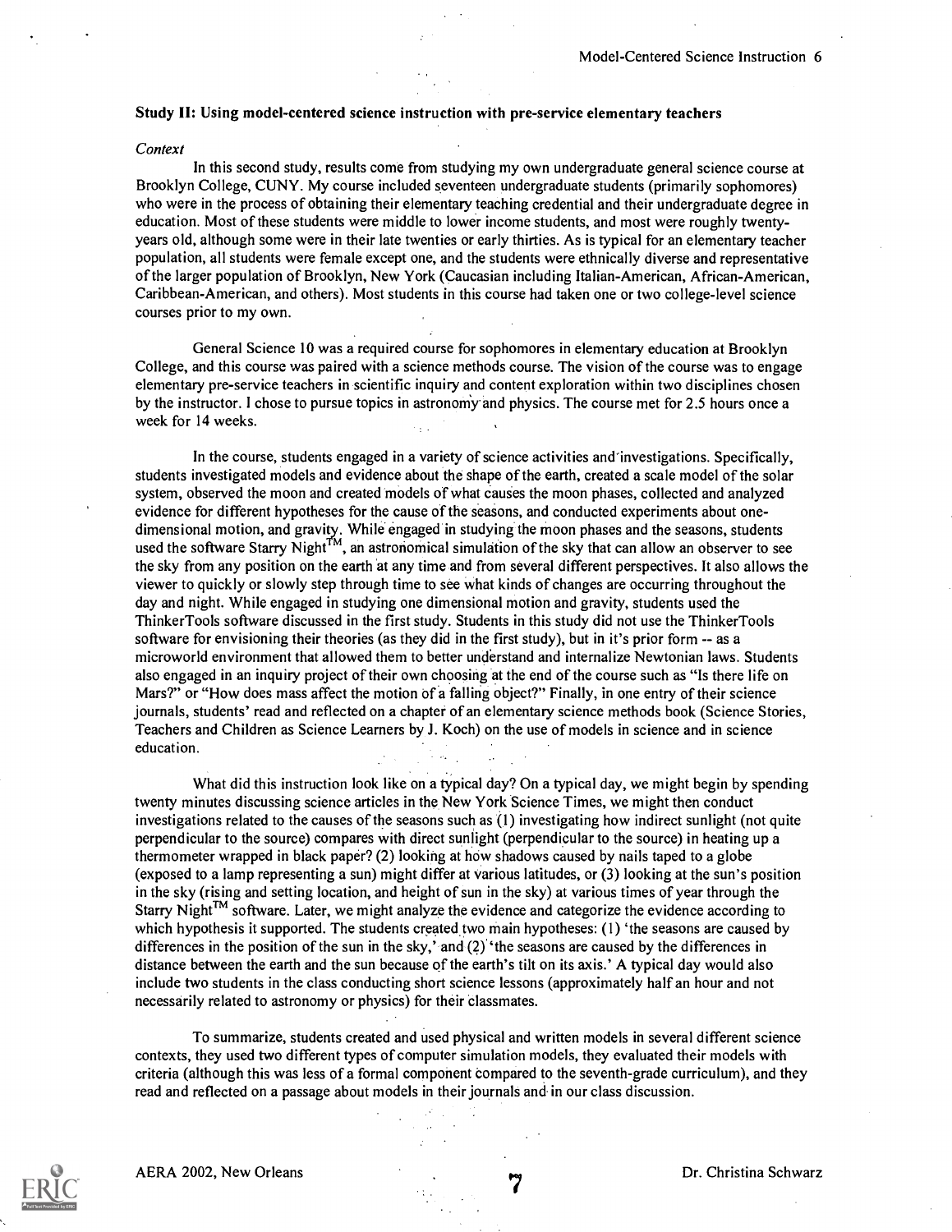### Study II: Using model-centered science instruction with pre-service elementary teachers

*Context*

In this second study, results come from studying my own undergraduate general science course at Brooklyn College, CUNY. My course included seventeen undergraduate students (primarily sophomores) who were in the process of obtaining their elementary teaching credential and their undergraduate degree in education. Most of these students were middle to lower income students, and most were roughly twenty-years old, although some were in their late twenties or early thirties. As is typical for an elementary teacher population, all students were female except one, and the students were ethnically diverse and representative of the larger population of Brooklyn, New York (Caucasian including Italian-American, African-American, Caribbean-American, and others). Most students in this course had taken one or two college-level science courses prior to my own.

General Science 10 was a required course for sophomores in elementary education at Brooklyn College, and this course was paired with a science methods course. The vision of the course was to engage elementary pre-service teachers in scientific inquiry and content exploration within two disciplines chosen by the instructor. I chose to pursue topics in astronomy and physics. The course met for 2.5 hours once a week for 14 weeks.

In the course, students engaged in a variety of science activities and investigations. Specifically, students investigated models and evidence about the shape of the earth, created a scale model of the solar system, observed the moon and created models of what causes the moon phases, collected and analyzed evidence for different hypotheses for the cause of the seasons, and conducted experiments about one-dimensional motion, and gravity. While engaged in studying the moon phases and the seasons, students used the software Starry Night™, an astronomical simulation of the sky that can allow an observer to see the sky from any position on the earth at any time and from several different perspectives. It also allows the viewer to quickly or slowly step through time to see what kinds of changes are occurring throughout the day and night. While engaged in studying one dimensional motion and gravity, students used the ThinkerTools software discussed in the first study. Students in this study did not use the ThinkerTools software for envisioning their theories (as they did in the first study), but in it's prior form -- as a microworld environment that allowed them to better understand and internalize Newtonian laws. Students also engaged in an inquiry project of their own choosing at the end of the course such as "Is there life on Mars?" or "How does mass affect the motion of a falling object?" Finally, in one entry of their science journals, students' read and reflected on a chapter of an elementary science methods book (Science Stories, Teachers and Children as Science Learners by J. Koch) on the use of models in science and in science education.

What did this instruction look like on a typical day? On a typical day, we might begin by spending twenty minutes discussing science articles in the New York Science Times, we might then conduct investigations related to the causes of the seasons such as (1) investigating how indirect sunlight (not quite perpendicular to the source) compares with direct sunlight (perpendicular to the source) in heating up a thermometer wrapped in black paper? (2) looking at how shadows caused by nails taped to a globe (exposed to a lamp representing a sun) might differ at various latitudes, or (3) looking at the sun's position in the sky (rising and setting location, and height of sun in the sky) at various times of year through the Starry Night™ software. Later, we might analyze the evidence and categorize the evidence according to which hypothesis it supported. The students created two main hypotheses: (1) 'the seasons are caused by differences in the position of the sun in the sky,' and (2) 'the seasons are caused by the differences in distance between the earth and the sun because of the earth's tilt on its axis.' A typical day would also include two students in the class conducting short science lessons (approximately half an hour and not necessarily related to astronomy or physics) for their classmates.

To summarize, students created and used physical and written models in several different science contexts, they used two different types of computer simulation models, they evaluated their models with criteria (although this was less of a formal component compared to the seventh-grade curriculum), and they read and reflected on a passage about models in their journals and in our class discussion.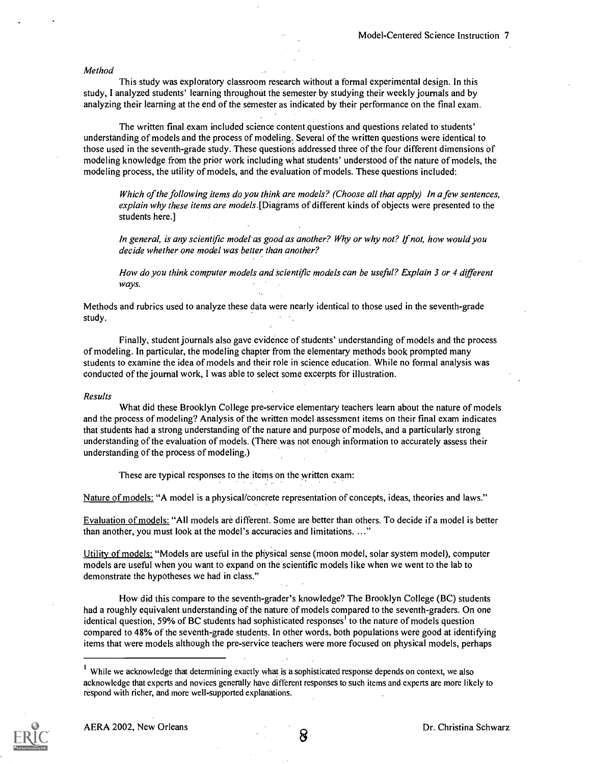*Method*

This study was exploratory classroom research without a formal experimental design. In this study, I analyzed students' learning throughout the semester by studying their weekly journals and by analyzing their learning at the end of the semester as indicated by their performance on the final exam.

The written final exam included science content questions and questions related to students' understanding of models and the process of modeling. Several of the written questions were identical to those used in the seventh-grade study. These questions addressed three of the four different dimensions of modeling knowledge from the prior work including what students' understood of the nature of models, the modeling process, the utility of models, and the evaluation of models. These questions included:

> *Which of the following items do you think are models? (Choose all that apply) In a few sentences, explain why these items are models.*[Diagrams of different kinds of objects were presented to the students here.]
>
> *In general, is any scientific model as good as another? Why or why not? If not, how would you decide whether one model was better than another?*
>
> *How do you think computer models and scientific models can be useful? Explain 3 or 4 different ways.*

Methods and rubrics used to analyze these data were nearly identical to those used in the seventh-grade study.

Finally, student journals also gave evidence of students' understanding of models and the process of modeling. In particular, the modeling chapter from the elementary methods book prompted many students to examine the idea of models and their role in science education. While no formal analysis was conducted of the journal work, I was able to select some excerpts for illustration.

*Results*

What did these Brooklyn College pre-service elementary teachers learn about the nature of models and the process of modeling? Analysis of the written model assessment items on their final exam indicates that students had a strong understanding of the nature and purpose of models, and a particularly strong understanding of the evaluation of models. (There was not enough information to accurately assess their understanding of the process of modeling.)

These are typical responses to the items on the written exam:

Nature of models: "A model is a physical/concrete representation of concepts, ideas, theories and laws."

Evaluation of models: "All models are different. Some are better than others. To decide if a model is better than another, you must look at the model's accuracies and limitations. ..."

Utility of models: "Models are useful in the physical sense (moon model, solar system model), computer models are useful when you want to expand on the scientific models like when we went to the lab to demonstrate the hypotheses we had in class."

How did this compare to the seventh-grader's knowledge? The Brooklyn College (BC) students had a roughly equivalent understanding of the nature of models compared to the seventh-graders. On one identical question, 59% of BC students had sophisticated responses[1] to the nature of models question compared to 48% of the seventh-grade students. In other words, both populations were good at identifying items that were models although the pre-service teachers were more focused on physical models, perhaps

[1] While we acknowledge that determining exactly what is a sophisticated response depends on context, we also acknowledge that experts and novices generally have different responses to such items and experts are more likely to respond with richer, and more well-supported explanations.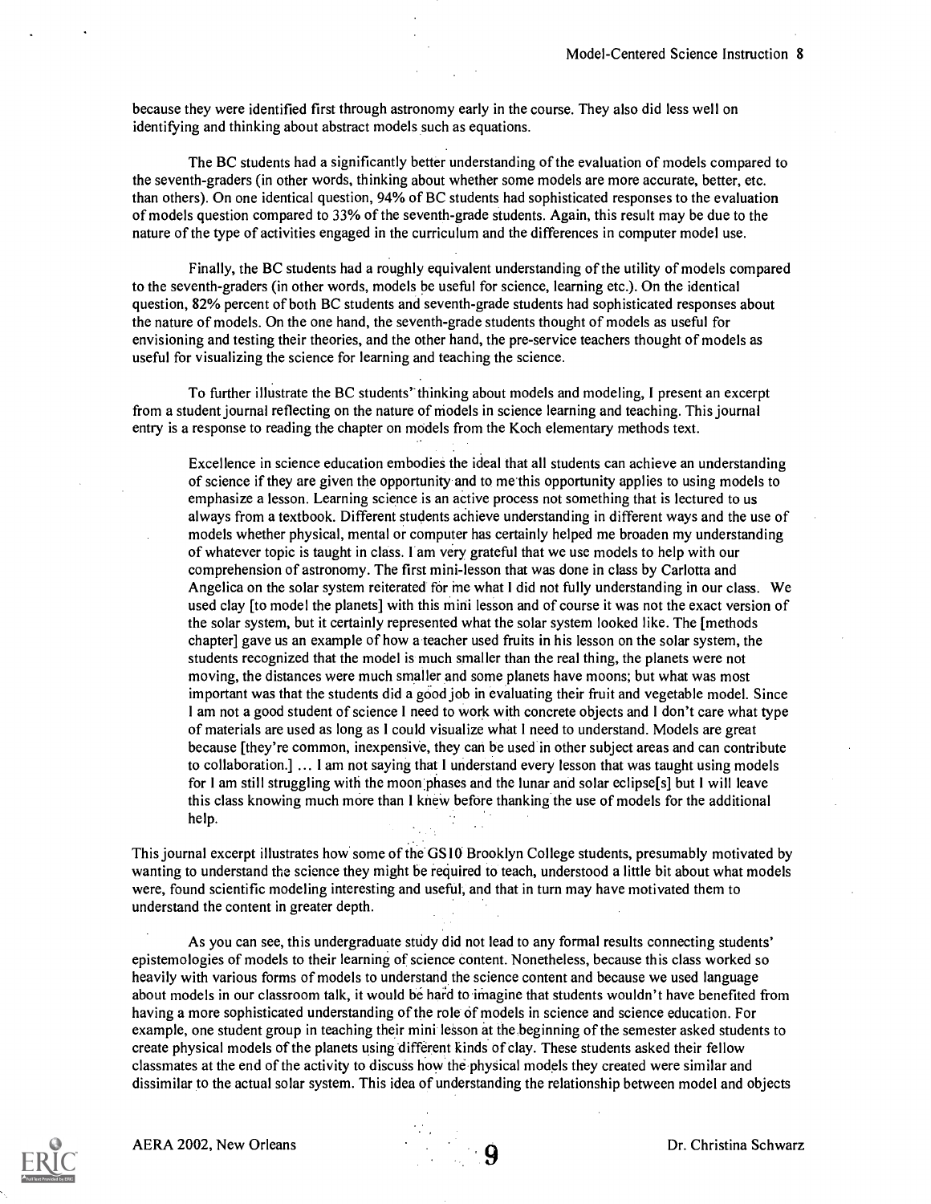because they were identified first through astronomy early in the course. They also did less well on identifying and thinking about abstract models such as equations.

The BC students had a significantly better understanding of the evaluation of models compared to the seventh-graders (in other words, thinking about whether some models are more accurate, better, etc. than others). On one identical question, 94% of BC students had sophisticated responses to the evaluation of models question compared to 33% of the seventh-grade students. Again, this result may be due to the nature of the type of activities engaged in the curriculum and the differences in computer model use.

Finally, the BC students had a roughly equivalent understanding of the utility of models compared to the seventh-graders (in other words, models be useful for science, learning etc.). On the identical question, 82% percent of both BC students and seventh-grade students had sophisticated responses about the nature of models. On the one hand, the seventh-grade students thought of models as useful for envisioning and testing their theories, and the other hand, the pre-service teachers thought of models as useful for visualizing the science for learning and teaching the science.

To further illustrate the BC students' thinking about models and modeling, I present an excerpt from a student journal reflecting on the nature of models in science learning and teaching. This journal entry is a response to reading the chapter on models from the Koch elementary methods text.

> Excellence in science education embodies the ideal that all students can achieve an understanding of science if they are given the opportunity and to me this opportunity applies to using models to emphasize a lesson. Learning science is an active process not something that is lectured to us always from a textbook. Different students achieve understanding in different ways and the use of models whether physical, mental or computer has certainly helped me broaden my understanding of whatever topic is taught in class. I am very grateful that we use models to help with our comprehension of astronomy. The first mini-lesson that was done in class by Carlotta and Angelica on the solar system reiterated for me what I did not fully understanding in our class. We used clay [to model the planets] with this mini lesson and of course it was not the exact version of the solar system, but it certainly represented what the solar system looked like. The [methods chapter] gave us an example of how a teacher used fruits in his lesson on the solar system, the students recognized that the model is much smaller than the real thing, the planets were not moving, the distances were much smaller and some planets have moons; but what was most important was that the students did a good job in evaluating their fruit and vegetable model. Since I am not a good student of science I need to work with concrete objects and I don't care what type of materials are used as long as I could visualize what I need to understand. Models are great because [they're common, inexpensive, they can be used in other subject areas and can contribute to collaboration.] ... I am not saying that I understand every lesson that was taught using models for I am still struggling with the moon phases and the lunar and solar eclipse[s] but I will leave this class knowing much more than I knew before thanking the use of models for the additional help.

This journal excerpt illustrates how some of the GS10 Brooklyn College students, presumably motivated by wanting to understand the science they might be required to teach, understood a little bit about what models were, found scientific modeling interesting and useful, and that in turn may have motivated them to understand the content in greater depth.

As you can see, this undergraduate study did not lead to any formal results connecting students' epistemologies of models to their learning of science content. Nonetheless, because this class worked so heavily with various forms of models to understand the science content and because we used language about models in our classroom talk, it would be hard to imagine that students wouldn't have benefited from having a more sophisticated understanding of the role of models in science and science education. For example, one student group in teaching their mini lesson at the beginning of the semester asked students to create physical models of the planets using different kinds of clay. These students asked their fellow classmates at the end of the activity to discuss how the physical models they created were similar and dissimilar to the actual solar system. This idea of understanding the relationship between model and objects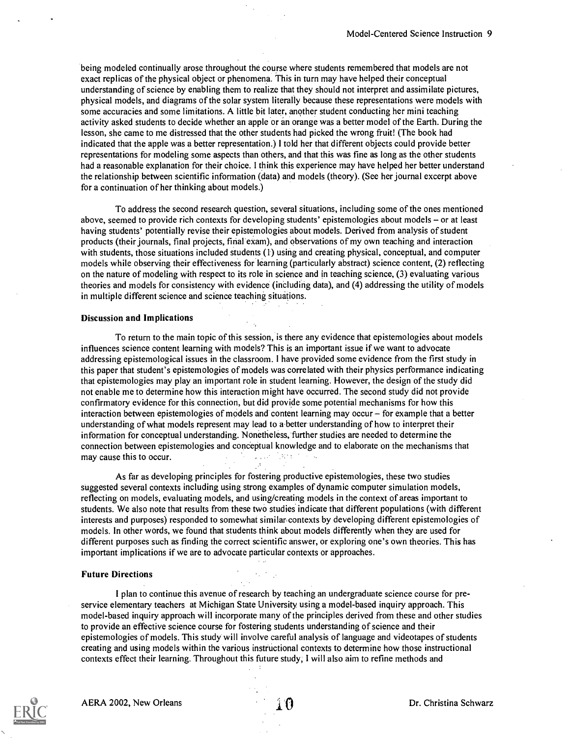being modeled continually arose throughout the course where students remembered that models are not exact replicas of the physical object or phenomena. This in turn may have helped their conceptual understanding of science by enabling them to realize that they should not interpret and assimilate pictures, physical models, and diagrams of the solar system literally because these representations were models with some accuracies and some limitations. A little bit later, another student conducting her mini teaching activity asked students to decide whether an apple or an orange was a better model of the Earth. During the lesson, she came to me distressed that the other students had picked the wrong fruit! (The book had indicated that the apple was a better representation.) I told her that different objects could provide better representations for modeling some aspects than others, and that this was fine as long as the other students had a reasonable explanation for their choice. I think this experience may have helped her better understand the relationship between scientific information (data) and models (theory). (See her journal excerpt above for a continuation of her thinking about models.)

To address the second research question, several situations, including some of the ones mentioned above, seemed to provide rich contexts for developing students' epistemologies about models – or at least having students' potentially revise their epistemologies about models. Derived from analysis of student products (their journals, final projects, final exam), and observations of my own teaching and interaction with students, those situations included students (1) using and creating physical, conceptual, and computer models while observing their effectiveness for learning (particularly abstract) science content, (2) reflecting on the nature of modeling with respect to its role in science and in teaching science, (3) evaluating various theories and models for consistency with evidence (including data), and (4) addressing the utility of models in multiple different science and science teaching situations.

### Discussion and Implications

To return to the main topic of this session, is there any evidence that epistemologies about models influences science content learning with models? This is an important issue if we want to advocate addressing epistemological issues in the classroom. I have provided some evidence from the first study in this paper that student's epistemologies of models was correlated with their physics performance indicating that epistemologies may play an important role in student learning. However, the design of the study did not enable me to determine how this interaction might have occurred. The second study did not provide confirmatory evidence for this connection, but did provide some potential mechanisms for how this interaction between epistemologies of models and content learning may occur – for example that a better understanding of what models represent may lead to a better understanding of how to interpret their information for conceptual understanding. Nonetheless, further studies are needed to determine the connection between epistemologies and conceptual knowledge and to elaborate on the mechanisms that may cause this to occur.

As far as developing principles for fostering productive epistemologies, these two studies suggested several contexts including using strong examples of dynamic computer simulation models, reflecting on models, evaluating models, and using/creating models in the context of areas important to students. We also note that results from these two studies indicate that different populations (with different interests and purposes) responded to somewhat similar contexts by developing different epistemologies of models. In other words, we found that students think about models differently when they are used for different purposes such as finding the correct scientific answer, or exploring one's own theories. This has important implications if we are to advocate particular contexts or approaches.

### Future Directions

I plan to continue this avenue of research by teaching an undergraduate science course for pre-service elementary teachers at Michigan State University using a model-based inquiry approach. This model-based inquiry approach will incorporate many of the principles derived from these and other studies to provide an effective science course for fostering students understanding of science and their epistemologies of models. This study will involve careful analysis of language and videotapes of students creating and using models within the various instructional contexts to determine how those instructional contexts effect their learning. Throughout this future study, I will also aim to refine methods and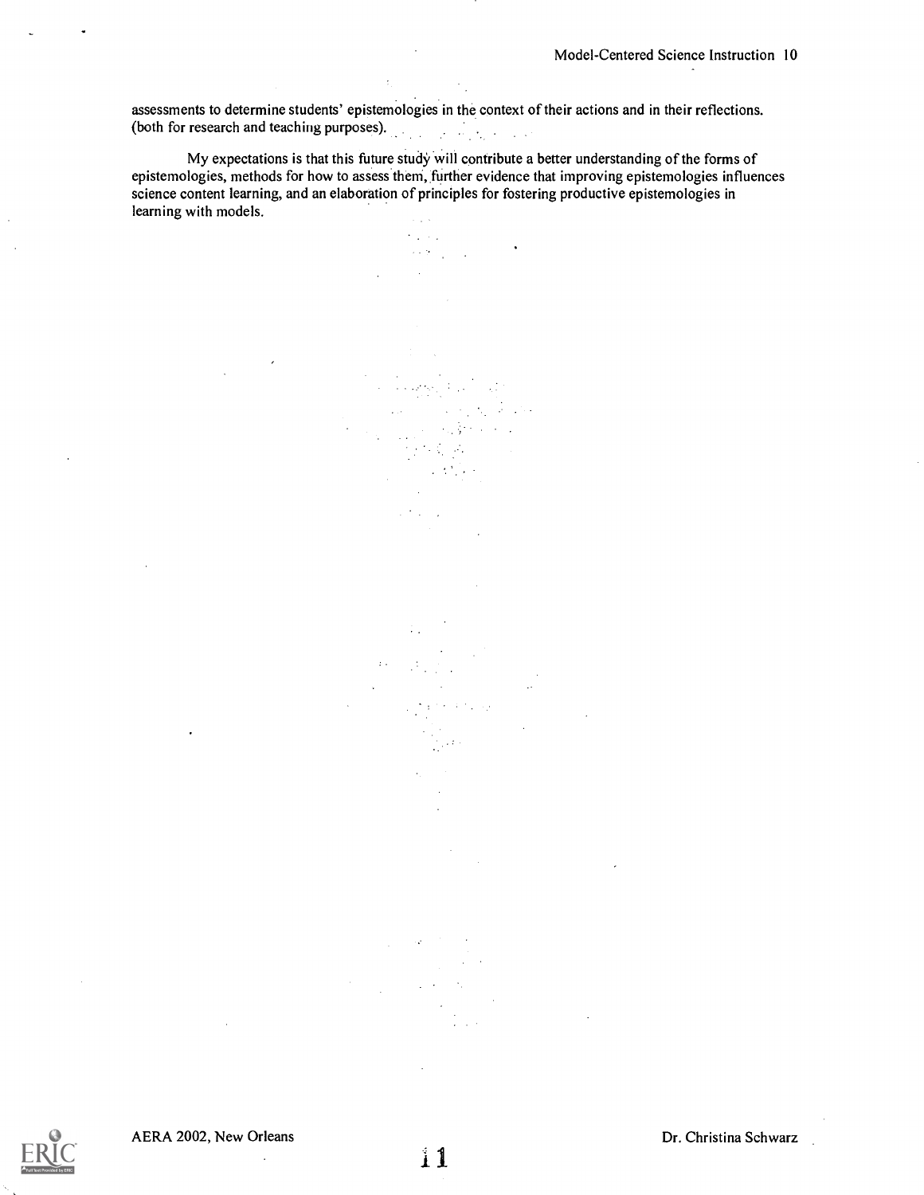assessments to determine students' epistemologies in the context of their actions and in their reflections. (both for research and teaching purposes).

My expectations is that this future study will contribute a better understanding of the forms of epistemologies, methods for how to assess them, further evidence that improving epistemologies influences science content learning, and an elaboration of principles for fostering productive epistemologies in learning with models.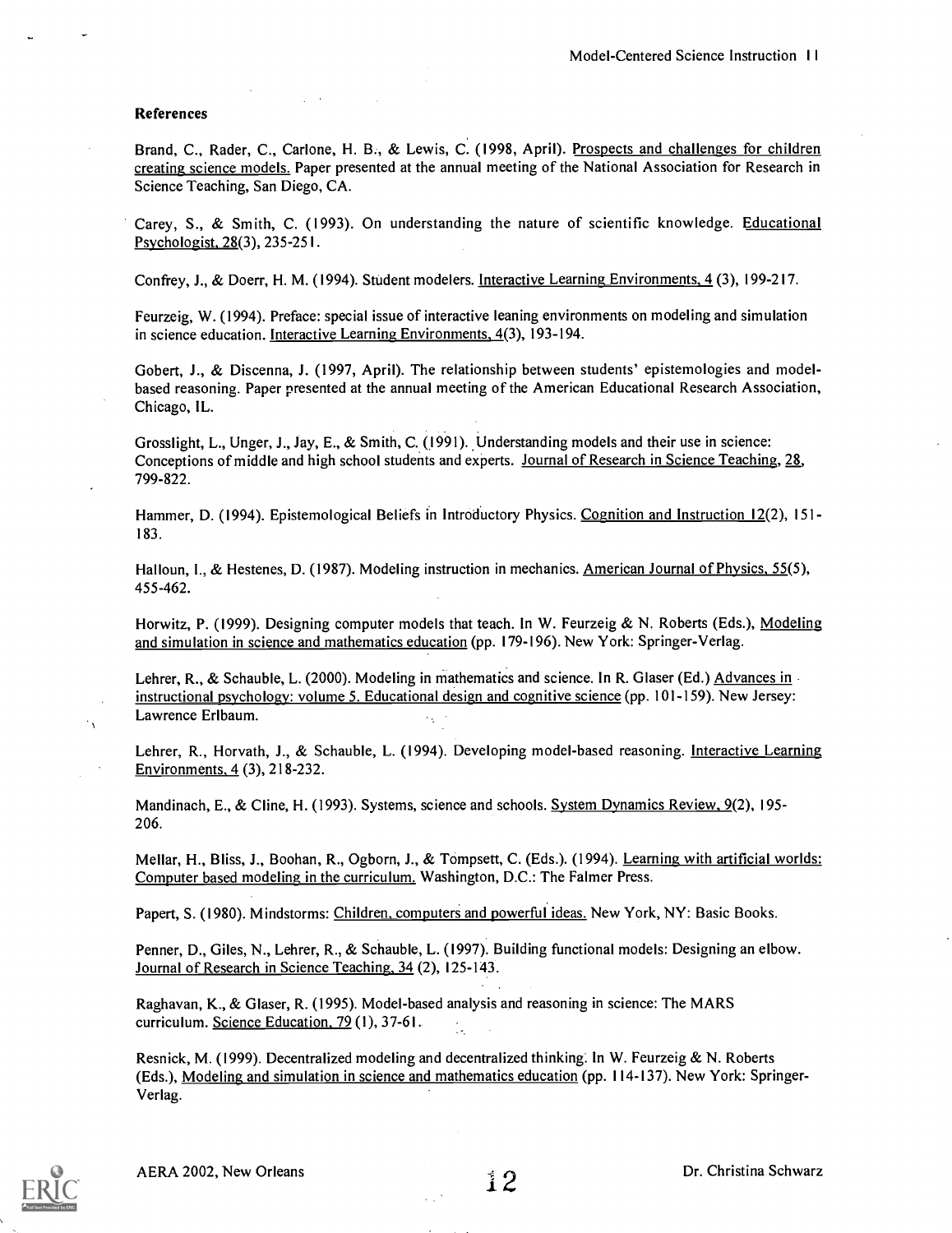### References

Brand, C., Rader, C., Carlone, H. B., & Lewis, C. (1998, April). Prospects and challenges for children creating science models. Paper presented at the annual meeting of the National Association for Research in Science Teaching, San Diego, CA.

Carey, S., & Smith, C. (1993). On understanding the nature of scientific knowledge. Educational Psychologist, 28(3), 235-251.

Confrey, J., & Doerr, H. M. (1994). Student modelers. Interactive Learning Environments, 4 (3), 199-217.

Feurzeig, W. (1994). Preface: special issue of interactive leaning environments on modeling and simulation in science education. Interactive Learning Environments, 4(3), 193-194.

Gobert, J., & Discenna, J. (1997, April). The relationship between students' epistemologies and model-based reasoning. Paper presented at the annual meeting of the American Educational Research Association, Chicago, IL.

Grosslight, L., Unger, J., Jay, E., & Smith, C. (1991). Understanding models and their use in science: Conceptions of middle and high school students and experts. Journal of Research in Science Teaching, 28, 799-822.

Hammer, D. (1994). Epistemological Beliefs in Introductory Physics. Cognition and Instruction 12(2), 151-183.

Halloun, I., & Hestenes, D. (1987). Modeling instruction in mechanics. American Journal of Physics, 55(5), 455-462.

Horwitz, P. (1999). Designing computer models that teach. In W. Feurzeig & N. Roberts (Eds.), Modeling and simulation in science and mathematics education (pp. 179-196). New York: Springer-Verlag.

Lehrer, R., & Schauble, L. (2000). Modeling in mathematics and science. In R. Glaser (Ed.) Advances in instructional psychology: volume 5. Educational design and cognitive science (pp. 101-159). New Jersey: Lawrence Erlbaum.

Lehrer, R., Horvath, J., & Schauble, L. (1994). Developing model-based reasoning. Interactive Learning Environments, 4 (3), 218-232.

Mandinach, E., & Cline, H. (1993). Systems, science and schools. System Dynamics Review, 9(2), 195-206.

Mellar, H., Bliss, J., Boohan, R., Ogborn, J., & Tompsett, C. (Eds.). (1994). Learning with artificial worlds: Computer based modeling in the curriculum. Washington, D.C.: The Falmer Press.

Papert, S. (1980). Mindstorms: Children, computers and powerful ideas. New York, NY: Basic Books.

Penner, D., Giles, N., Lehrer, R., & Schauble, L. (1997). Building functional models: Designing an elbow. Journal of Research in Science Teaching, 34 (2), 125-143.

Raghavan, K., & Glaser, R. (1995). Model-based analysis and reasoning in science: The MARS curriculum. Science Education, 79 (1), 37-61.

Resnick, M. (1999). Decentralized modeling and decentralized thinking. In W. Feurzeig & N. Roberts (Eds.), Modeling and simulation in science and mathematics education (pp. 114-137). New York: Springer-Verlag.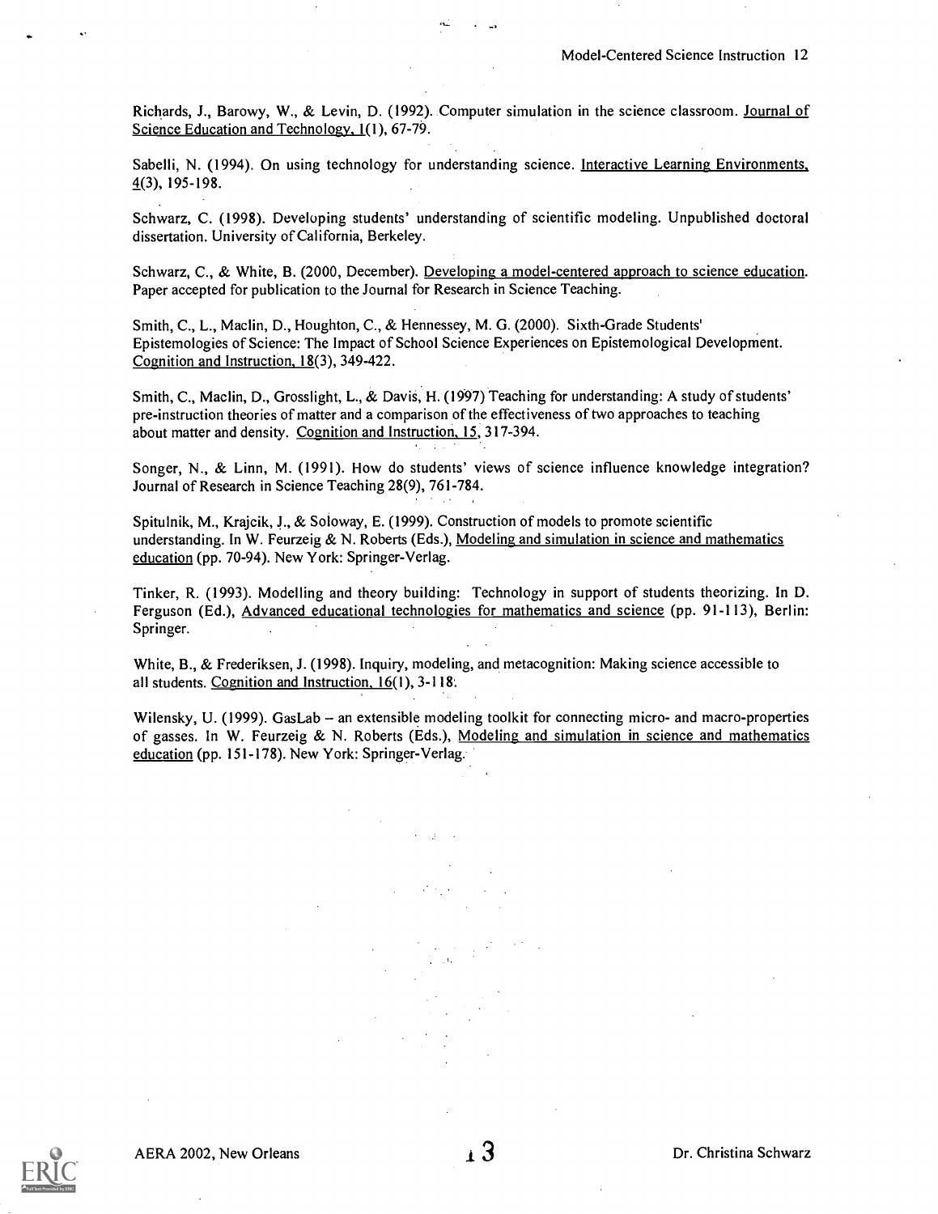Richards, J., Barowy, W., & Levin, D. (1992). Computer simulation in the science classroom. Journal of Science Education and Technology, 1(1), 67-79.

Sabelli, N. (1994). On using technology for understanding science. Interactive Learning Environments, 4(3), 195-198.

Schwarz, C. (1998). Developing students' understanding of scientific modeling. Unpublished doctoral dissertation. University of California, Berkeley.

Schwarz, C., & White, B. (2000, December). Developing a model-centered approach to science education. Paper accepted for publication to the Journal for Research in Science Teaching.

Smith, C., L., Maclin, D., Houghton, C., & Hennessey, M. G. (2000). Sixth-Grade Students' Epistemologies of Science: The Impact of School Science Experiences on Epistemological Development. Cognition and Instruction, 18(3), 349-422.

Smith, C., Maclin, D., Grosslight, L., & Davis, H. (1997) Teaching for understanding: A study of students' pre-instruction theories of matter and a comparison of the effectiveness of two approaches to teaching about matter and density. Cognition and Instruction, 15, 317-394.

Songer, N., & Linn, M. (1991). How do students' views of science influence knowledge integration? Journal of Research in Science Teaching 28(9), 761-784.

Spitulnik, M., Krajcik, J., & Soloway, E. (1999). Construction of models to promote scientific understanding. In W. Feurzeig & N. Roberts (Eds.), Modeling and simulation in science and mathematics education (pp. 70-94). New York: Springer-Verlag.

Tinker, R. (1993). Modelling and theory building: Technology in support of students theorizing. In D. Ferguson (Ed.), Advanced educational technologies for mathematics and science (pp. 91-113), Berlin: Springer.

White, B., & Frederiksen, J. (1998). Inquiry, modeling, and metacognition: Making science accessible to all students. Cognition and Instruction, 16(1), 3-118.

Wilensky, U. (1999). GasLab – an extensible modeling toolkit for connecting micro- and macro-properties of gasses. In W. Feurzeig & N. Roberts (Eds.), Modeling and simulation in science and mathematics education (pp. 151-178). New York: Springer-Verlag.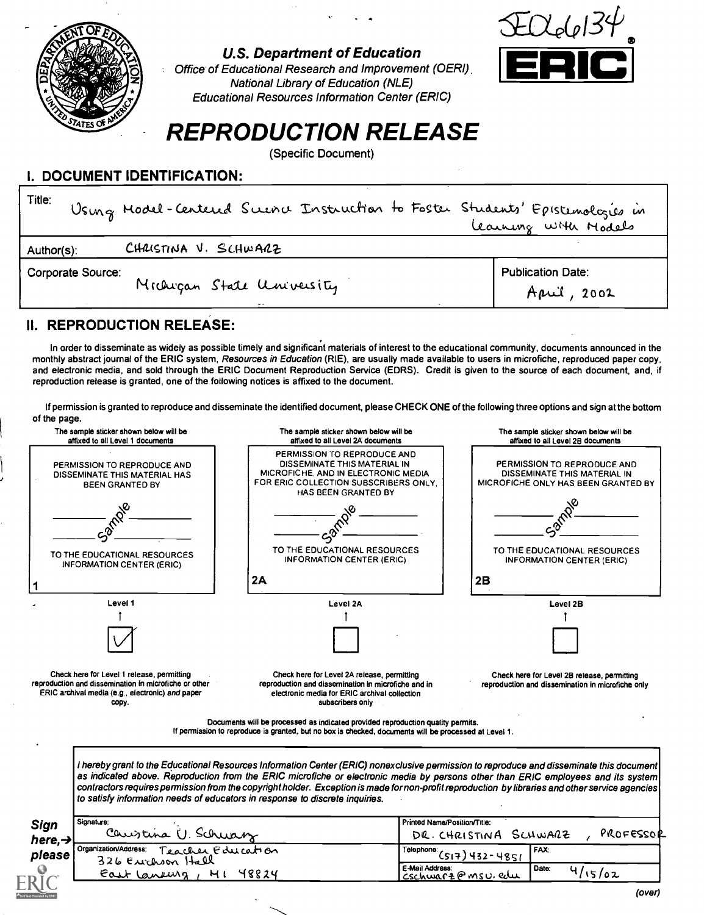TEO26134

ERIC®

**U.S. Department of Education**
*Office of Educational Research and Improvement (OERI)*
*National Library of Education (NLE)*
*Educational Resources Information Center (ERIC)*

# *REPRODUCTION RELEASE*

(Specific Document)

## I. DOCUMENT IDENTIFICATION:

Title: Using Model-Centered Science Instruction to Foster Students' Epistemologies in Learning with Models

Author(s): CHRISTINA V. SCHWARZ

Corporate Source: Michigan State University

Publication Date: April, 2002

## II. REPRODUCTION RELEASE:

In order to disseminate as widely as possible timely and significant materials of interest to the educational community, documents announced in the monthly abstract journal of the ERIC system, *Resources in Education* (RIE), are usually made available to users in microfiche, reproduced paper copy, and electronic media, and sold through the ERIC Document Reproduction Service (EDRS). Credit is given to the source of each document, and, if reproduction release is granted, one of the following notices is affixed to the document.

If permission is granted to reproduce and disseminate the identified document, please CHECK ONE of the following three options and sign at the bottom of the page.

| The sample sticker shown below will be affixed to all Level 1 documents | The sample sticker shown below will be affixed to all Level 2A documents | The sample sticker shown below will be affixed to all Level 2B documents |
|---|---|---|
| PERMISSION TO REPRODUCE AND DISSEMINATE THIS MATERIAL HAS BEEN GRANTED BY<br>Sample<br>TO THE EDUCATIONAL RESOURCES INFORMATION CENTER (ERIC)<br>1 | PERMISSION TO REPRODUCE AND DISSEMINATE THIS MATERIAL IN MICROFICHE, AND IN ELECTRONIC MEDIA FOR ERIC COLLECTION SUBSCRIBERS ONLY, HAS BEEN GRANTED BY<br>Sample<br>TO THE EDUCATIONAL RESOURCES INFORMATION CENTER (ERIC)<br>2A | PERMISSION TO REPRODUCE AND DISSEMINATE THIS MATERIAL IN MICROFICHE ONLY HAS BEEN GRANTED BY<br>Sample<br>TO THE EDUCATIONAL RESOURCES INFORMATION CENTER (ERIC)<br>2B |
| Level 1 | Level 2A | Level 2B |
| ☑ | ☐ | ☐ |
| Check here for Level 1 release, permitting reproduction and dissemination in microfiche or other ERIC archival media (e.g., electronic) *and* paper copy. | Check here for Level 2A release, permitting reproduction and dissemination in microfiche and in electronic media for ERIC archival collection subscribers only | Check here for Level 2B release, permitting reproduction and dissemination in microfiche only |

Documents will be processed as indicated provided reproduction quality permits.
If permission to reproduce is granted, but no box is checked, documents will be processed at Level 1.

*I hereby grant to the Educational Resources Information Center (ERIC) nonexclusive permission to reproduce and disseminate this document as indicated above. Reproduction from the ERIC microfiche or electronic media by persons other than ERIC employees and its system contractors requires permission from the copyright holder. Exception is made for non-profit reproduction by libraries and other service agencies to satisfy information needs of educators in response to discrete inquiries.*

**Sign here, → please**

| Signature: Christina V. Schwarz | Printed Name/Position/Title: DR. CHRISTINA SCHWARZ, PROFESSOR | |
|---|---|---|
| Organization/Address: Teacher Education, 326 Erickson Hall, East Lansing, MI 48824 | Telephone: (517) 432-4851 | FAX: |
| | E-Mail Address: cschwarz@msu.edu | Date: 4/15/02 |

(over)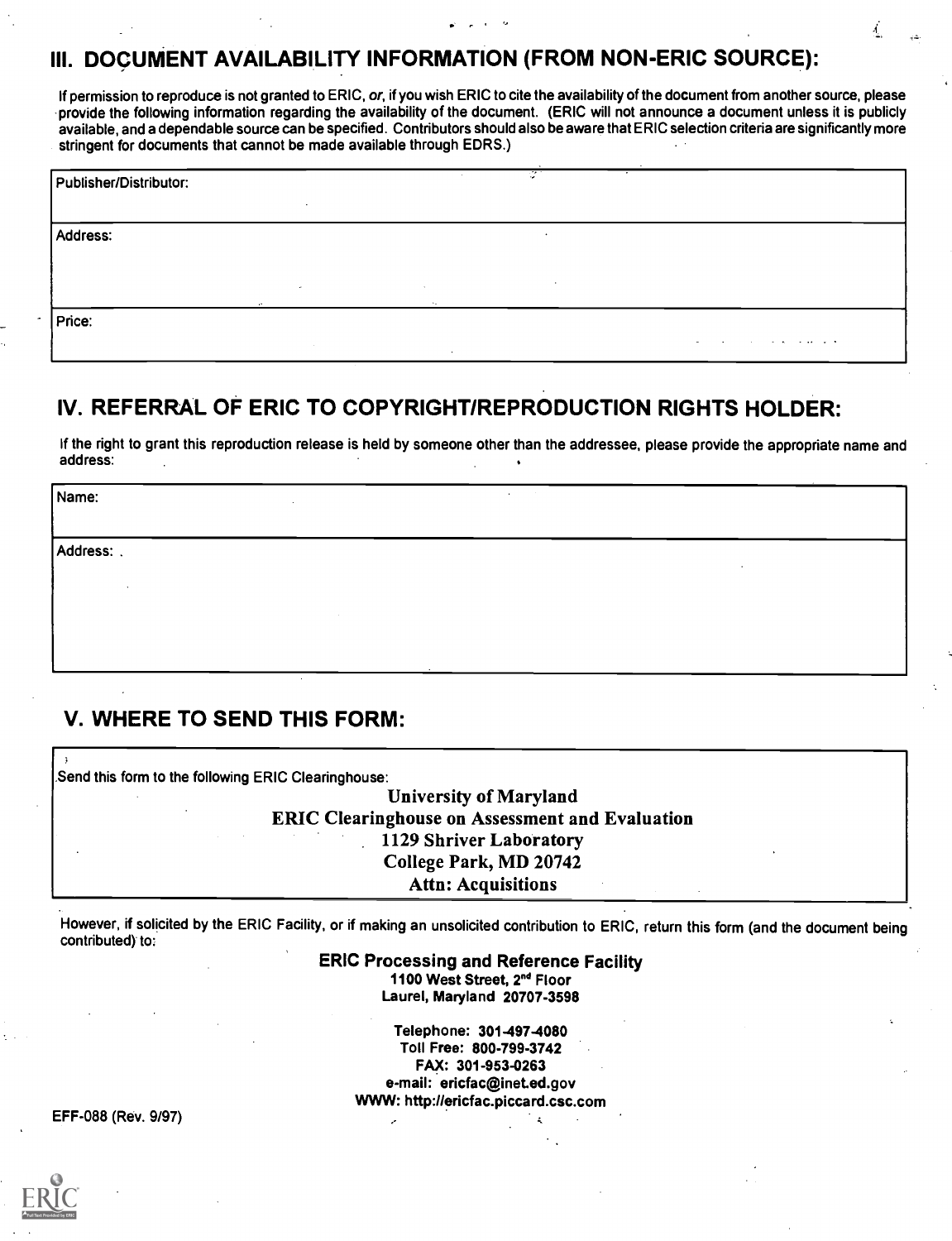## III. DOCUMENT AVAILABILITY INFORMATION (FROM NON-ERIC SOURCE):

If permission to reproduce is not granted to ERIC, *or*, if you wish ERIC to cite the availability of the document from another source, please provide the following information regarding the availability of the document. (ERIC will not announce a document unless it is publicly available, and a dependable source can be specified. Contributors should also be aware that ERIC selection criteria are significantly more stringent for documents that cannot be made available through EDRS.)

| |
|---|
| Publisher/Distributor: |
| Address: |
| Price: |

## IV. REFERRAL OF ERIC TO COPYRIGHT/REPRODUCTION RIGHTS HOLDER:

If the right to grant this reproduction release is held by someone other than the addressee, please provide the appropriate name and address:

| |
|---|
| Name: |
| Address: |

## V. WHERE TO SEND THIS FORM:

Send this form to the following ERIC Clearinghouse:

**University of Maryland**
**ERIC Clearinghouse on Assessment and Evaluation**
**1129 Shriver Laboratory**
**College Park, MD 20742**
**Attn: Acquisitions**

However, if solicited by the ERIC Facility, or if making an unsolicited contribution to ERIC, return this form (and the document being contributed) to:

**ERIC Processing and Reference Facility**
**1100 West Street, 2nd Floor**
**Laurel, Maryland 20707-3598**

**Telephone: 301-497-4080**
**Toll Free: 800-799-3742**
**FAX: 301-953-0263**
**e-mail: ericfac@inet.ed.gov**
**WWW: http://ericfac.piccard.csc.com**

EFF-088 (Rev. 9/97)